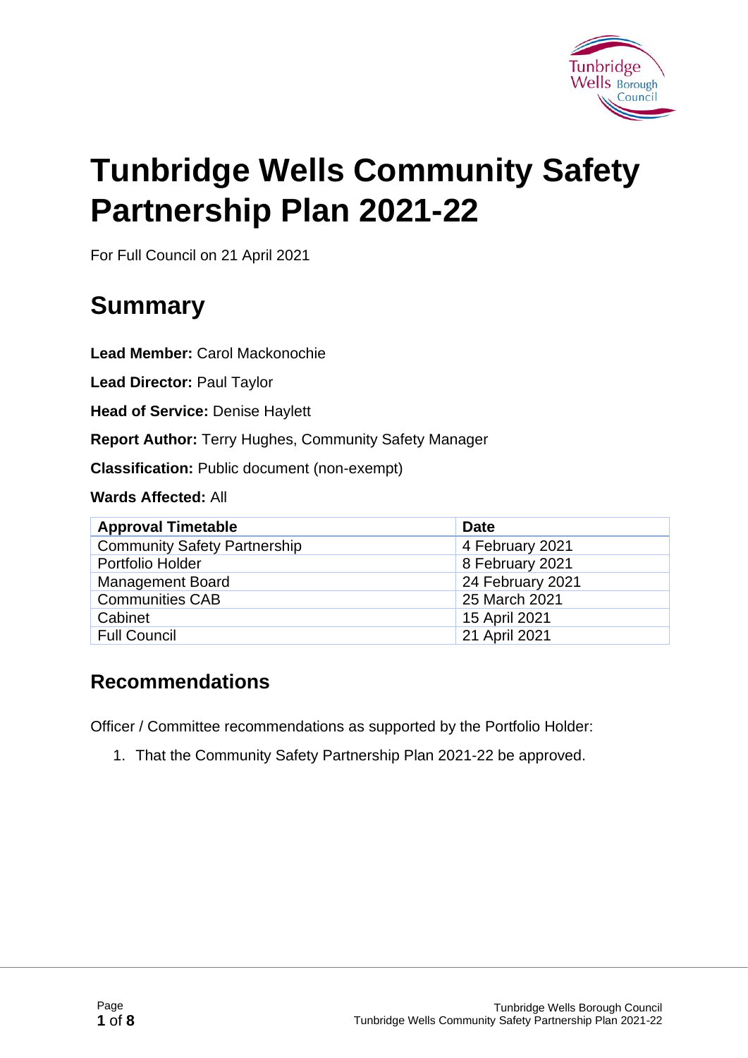# Tunbridge Wells Community Safety Partnership Plan 2021-22

For Full Council on 21 April 2021

## Summary

**Lead Member:** Carol Mackonochie

**Lead Director:** Paul Taylor

**Head of Service:** Denise Haylett

**Report Author:** Terry Hughes, Community Safety Manager

**Classification:** Public document (non-exempt)

**Wards Affected:** All

| Approval Timetable | Date |
|---|---|
| Community Safety Partnership | 4 February 2021 |
| Portfolio Holder | 8 February 2021 |
| Management Board | 24 February 2021 |
| Communities CAB | 25 March 2021 |
| Cabinet | 15 April 2021 |
| Full Council | 21 April 2021 |

## Recommendations

Officer / Committee recommendations as supported by the Portfolio Holder:

1. That the Community Safety Partnership Plan 2021-22 be approved.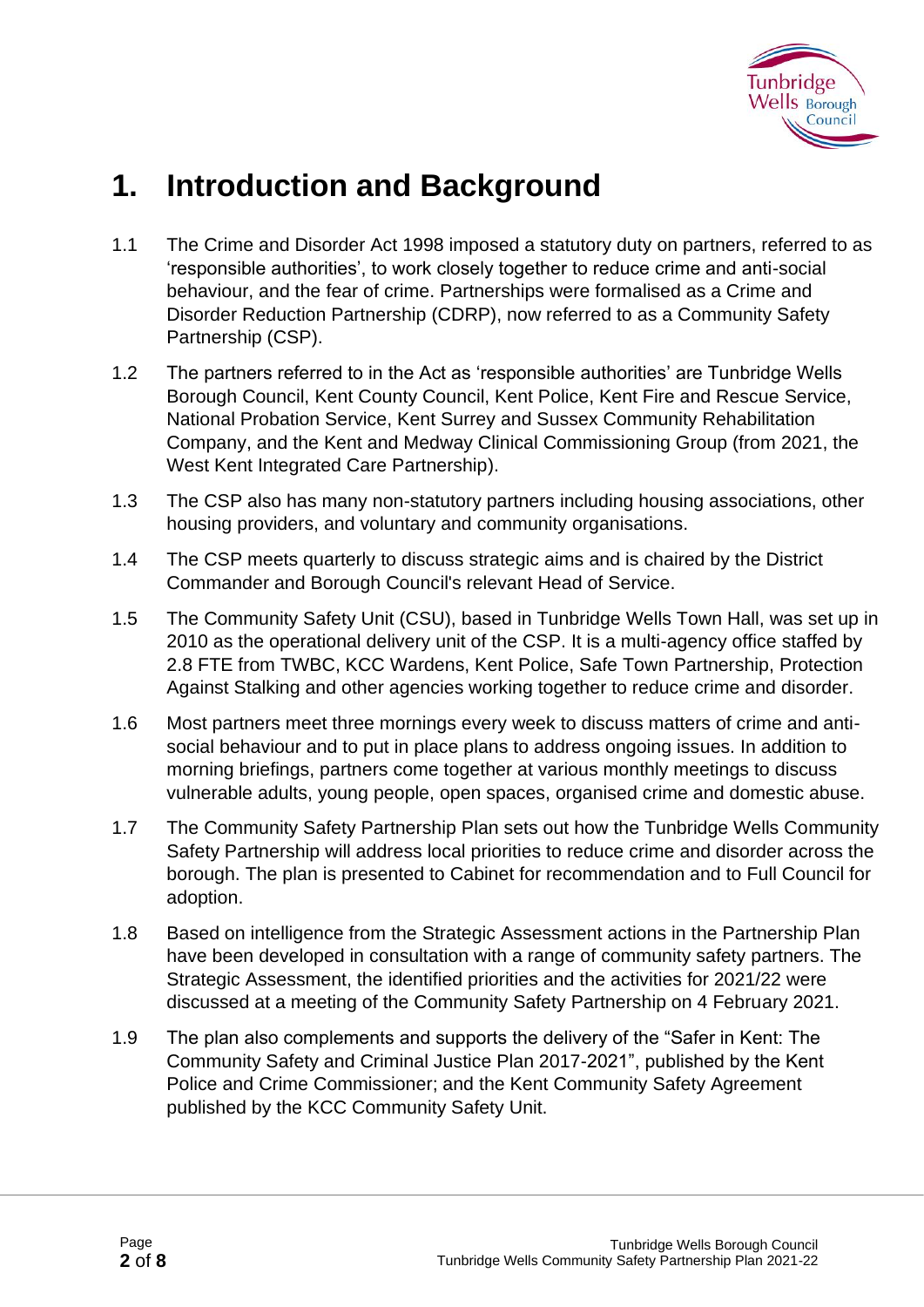# 1. Introduction and Background

1.1 The Crime and Disorder Act 1998 imposed a statutory duty on partners, referred to as 'responsible authorities', to work closely together to reduce crime and anti-social behaviour, and the fear of crime. Partnerships were formalised as a Crime and Disorder Reduction Partnership (CDRP), now referred to as a Community Safety Partnership (CSP).

1.2 The partners referred to in the Act as 'responsible authorities' are Tunbridge Wells Borough Council, Kent County Council, Kent Police, Kent Fire and Rescue Service, National Probation Service, Kent Surrey and Sussex Community Rehabilitation Company, and the Kent and Medway Clinical Commissioning Group (from 2021, the West Kent Integrated Care Partnership).

1.3 The CSP also has many non-statutory partners including housing associations, other housing providers, and voluntary and community organisations.

1.4 The CSP meets quarterly to discuss strategic aims and is chaired by the District Commander and Borough Council's relevant Head of Service.

1.5 The Community Safety Unit (CSU), based in Tunbridge Wells Town Hall, was set up in 2010 as the operational delivery unit of the CSP. It is a multi-agency office staffed by 2.8 FTE from TWBC, KCC Wardens, Kent Police, Safe Town Partnership, Protection Against Stalking and other agencies working together to reduce crime and disorder.

1.6 Most partners meet three mornings every week to discuss matters of crime and anti-social behaviour and to put in place plans to address ongoing issues. In addition to morning briefings, partners come together at various monthly meetings to discuss vulnerable adults, young people, open spaces, organised crime and domestic abuse.

1.7 The Community Safety Partnership Plan sets out how the Tunbridge Wells Community Safety Partnership will address local priorities to reduce crime and disorder across the borough. The plan is presented to Cabinet for recommendation and to Full Council for adoption.

1.8 Based on intelligence from the Strategic Assessment actions in the Partnership Plan have been developed in consultation with a range of community safety partners. The Strategic Assessment, the identified priorities and the activities for 2021/22 were discussed at a meeting of the Community Safety Partnership on 4 February 2021.

1.9 The plan also complements and supports the delivery of the "Safer in Kent: The Community Safety and Criminal Justice Plan 2017-2021", published by the Kent Police and Crime Commissioner; and the Kent Community Safety Agreement published by the KCC Community Safety Unit.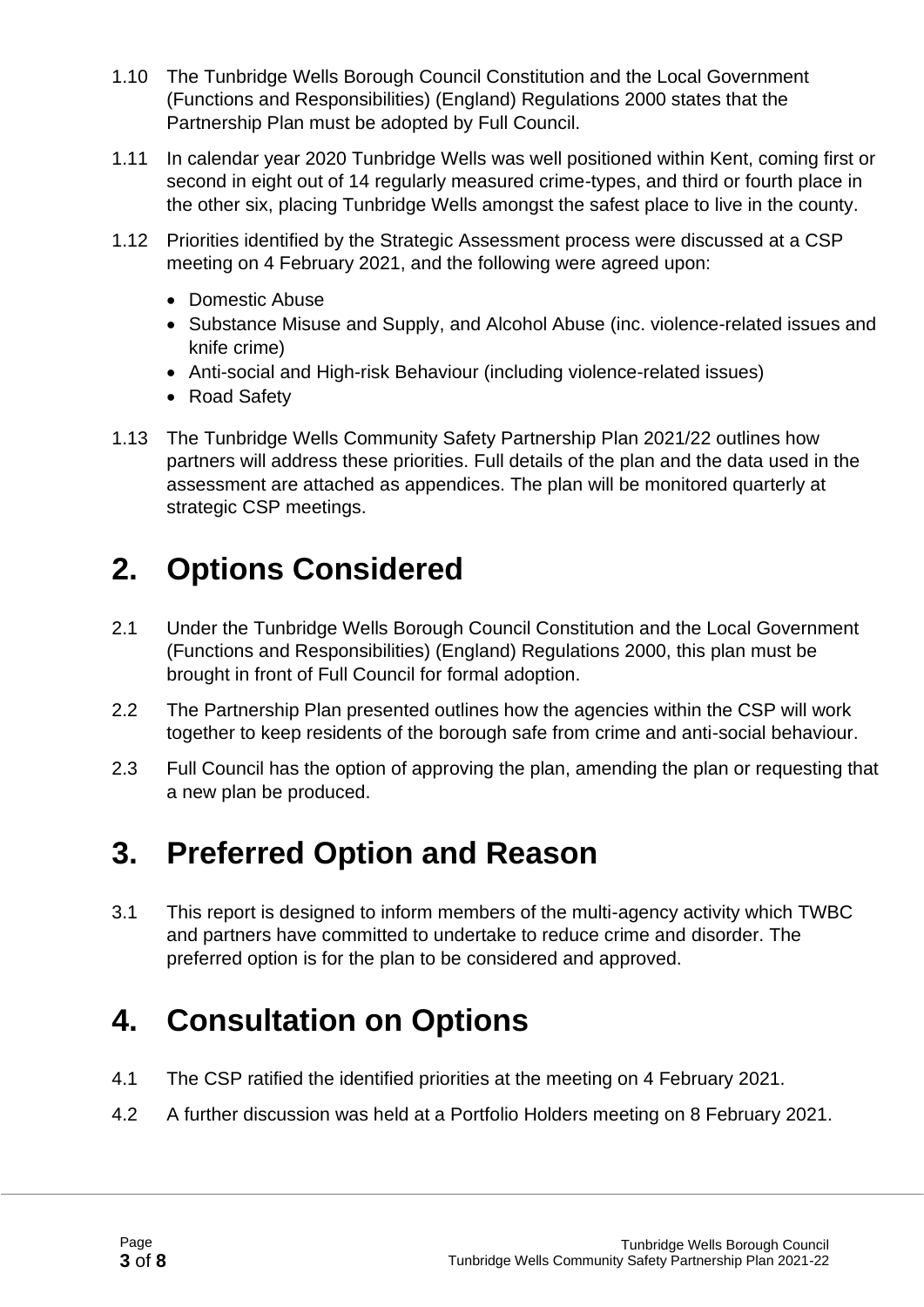1.10 The Tunbridge Wells Borough Council Constitution and the Local Government (Functions and Responsibilities) (England) Regulations 2000 states that the Partnership Plan must be adopted by Full Council.

1.11 In calendar year 2020 Tunbridge Wells was well positioned within Kent, coming first or second in eight out of 14 regularly measured crime-types, and third or fourth place in the other six, placing Tunbridge Wells amongst the safest place to live in the county.

1.12 Priorities identified by the Strategic Assessment process were discussed at a CSP meeting on 4 February 2021, and the following were agreed upon:

- Domestic Abuse
- Substance Misuse and Supply, and Alcohol Abuse (inc. violence-related issues and knife crime)
- Anti-social and High-risk Behaviour (including violence-related issues)
- Road Safety

1.13 The Tunbridge Wells Community Safety Partnership Plan 2021/22 outlines how partners will address these priorities. Full details of the plan and the data used in the assessment are attached as appendices. The plan will be monitored quarterly at strategic CSP meetings.

# 2. Options Considered

2.1 Under the Tunbridge Wells Borough Council Constitution and the Local Government (Functions and Responsibilities) (England) Regulations 2000, this plan must be brought in front of Full Council for formal adoption.

2.2 The Partnership Plan presented outlines how the agencies within the CSP will work together to keep residents of the borough safe from crime and anti-social behaviour.

2.3 Full Council has the option of approving the plan, amending the plan or requesting that a new plan be produced.

# 3. Preferred Option and Reason

3.1 This report is designed to inform members of the multi-agency activity which TWBC and partners have committed to undertake to reduce crime and disorder. The preferred option is for the plan to be considered and approved.

# 4. Consultation on Options

4.1 The CSP ratified the identified priorities at the meeting on 4 February 2021.

4.2 A further discussion was held at a Portfolio Holders meeting on 8 February 2021.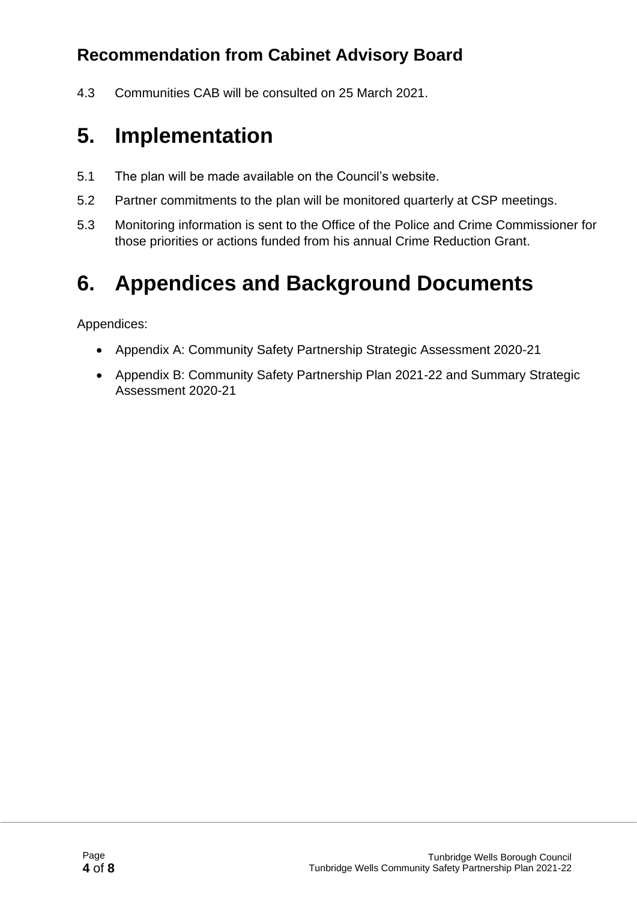### Recommendation from Cabinet Advisory Board

4.3 Communities CAB will be consulted on 25 March 2021.

# 5. Implementation

5.1 The plan will be made available on the Council's website.

5.2 Partner commitments to the plan will be monitored quarterly at CSP meetings.

5.3 Monitoring information is sent to the Office of the Police and Crime Commissioner for those priorities or actions funded from his annual Crime Reduction Grant.

# 6. Appendices and Background Documents

Appendices:

- Appendix A: Community Safety Partnership Strategic Assessment 2020-21
- Appendix B: Community Safety Partnership Plan 2021-22 and Summary Strategic Assessment 2020-21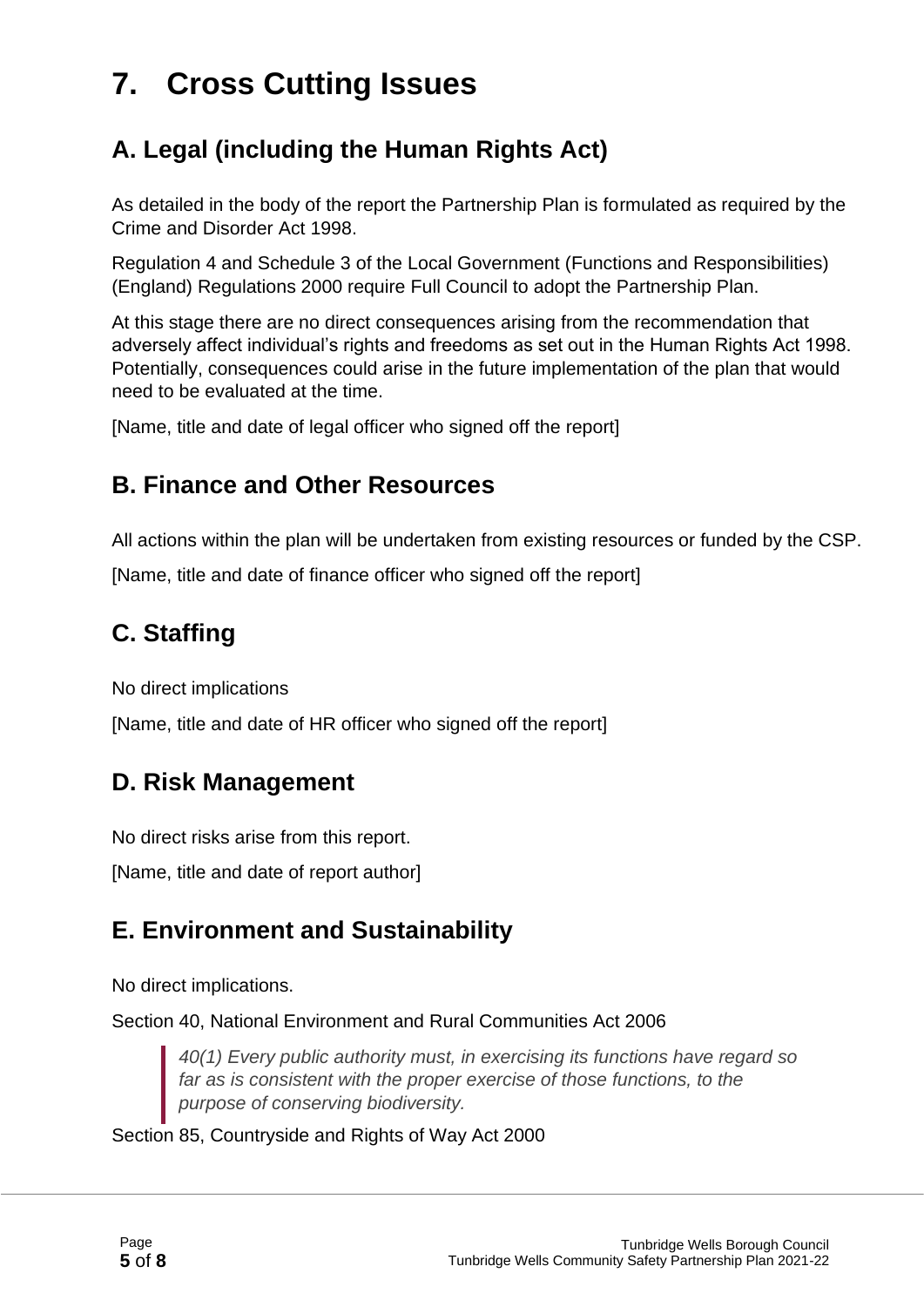# 7. Cross Cutting Issues

## A. Legal (including the Human Rights Act)

As detailed in the body of the report the Partnership Plan is formulated as required by the Crime and Disorder Act 1998.

Regulation 4 and Schedule 3 of the Local Government (Functions and Responsibilities) (England) Regulations 2000 require Full Council to adopt the Partnership Plan.

At this stage there are no direct consequences arising from the recommendation that adversely affect individual's rights and freedoms as set out in the Human Rights Act 1998. Potentially, consequences could arise in the future implementation of the plan that would need to be evaluated at the time.

[Name, title and date of legal officer who signed off the report]

## B. Finance and Other Resources

All actions within the plan will be undertaken from existing resources or funded by the CSP.

[Name, title and date of finance officer who signed off the report]

## C. Staffing

No direct implications

[Name, title and date of HR officer who signed off the report]

## D. Risk Management

No direct risks arise from this report.

[Name, title and date of report author]

## E. Environment and Sustainability

No direct implications.

Section 40, National Environment and Rural Communities Act 2006

> *40(1) Every public authority must, in exercising its functions have regard so far as is consistent with the proper exercise of those functions, to the purpose of conserving biodiversity.*

Section 85, Countryside and Rights of Way Act 2000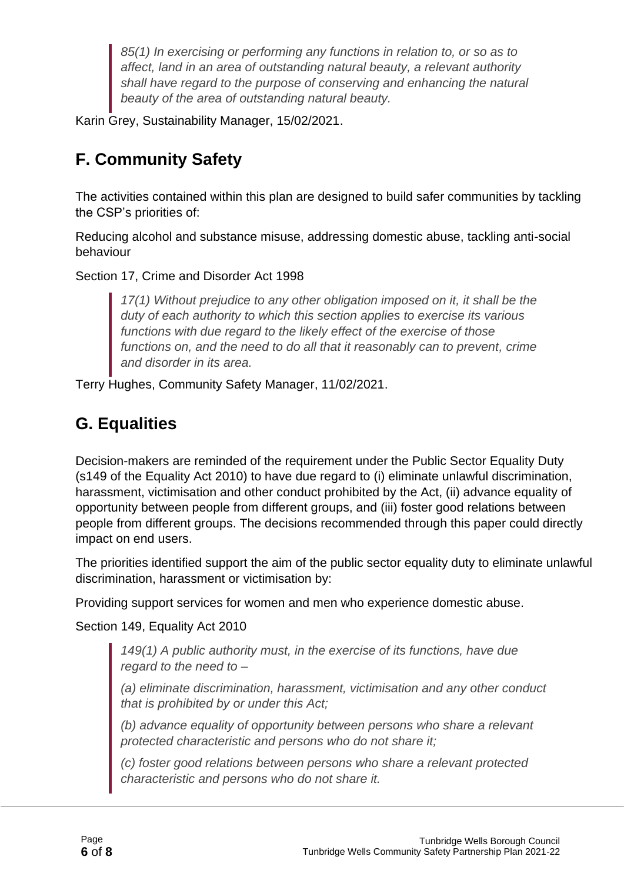> *85(1) In exercising or performing any functions in relation to, or so as to affect, land in an area of outstanding natural beauty, a relevant authority shall have regard to the purpose of conserving and enhancing the natural beauty of the area of outstanding natural beauty.*

Karin Grey, Sustainability Manager, 15/02/2021.

## F. Community Safety

The activities contained within this plan are designed to build safer communities by tackling the CSP's priorities of:

Reducing alcohol and substance misuse, addressing domestic abuse, tackling anti-social behaviour

Section 17, Crime and Disorder Act 1998

> *17(1) Without prejudice to any other obligation imposed on it, it shall be the duty of each authority to which this section applies to exercise its various functions with due regard to the likely effect of the exercise of those functions on, and the need to do all that it reasonably can to prevent, crime and disorder in its area.*

Terry Hughes, Community Safety Manager, 11/02/2021.

## G. Equalities

Decision-makers are reminded of the requirement under the Public Sector Equality Duty (s149 of the Equality Act 2010) to have due regard to (i) eliminate unlawful discrimination, harassment, victimisation and other conduct prohibited by the Act, (ii) advance equality of opportunity between people from different groups, and (iii) foster good relations between people from different groups. The decisions recommended through this paper could directly impact on end users.

The priorities identified support the aim of the public sector equality duty to eliminate unlawful discrimination, harassment or victimisation by:

Providing support services for women and men who experience domestic abuse.

Section 149, Equality Act 2010

> *149(1) A public authority must, in the exercise of its functions, have due regard to the need to –*
>
> *(a) eliminate discrimination, harassment, victimisation and any other conduct that is prohibited by or under this Act;*
>
> *(b) advance equality of opportunity between persons who share a relevant protected characteristic and persons who do not share it;*
>
> *(c) foster good relations between persons who share a relevant protected characteristic and persons who do not share it.*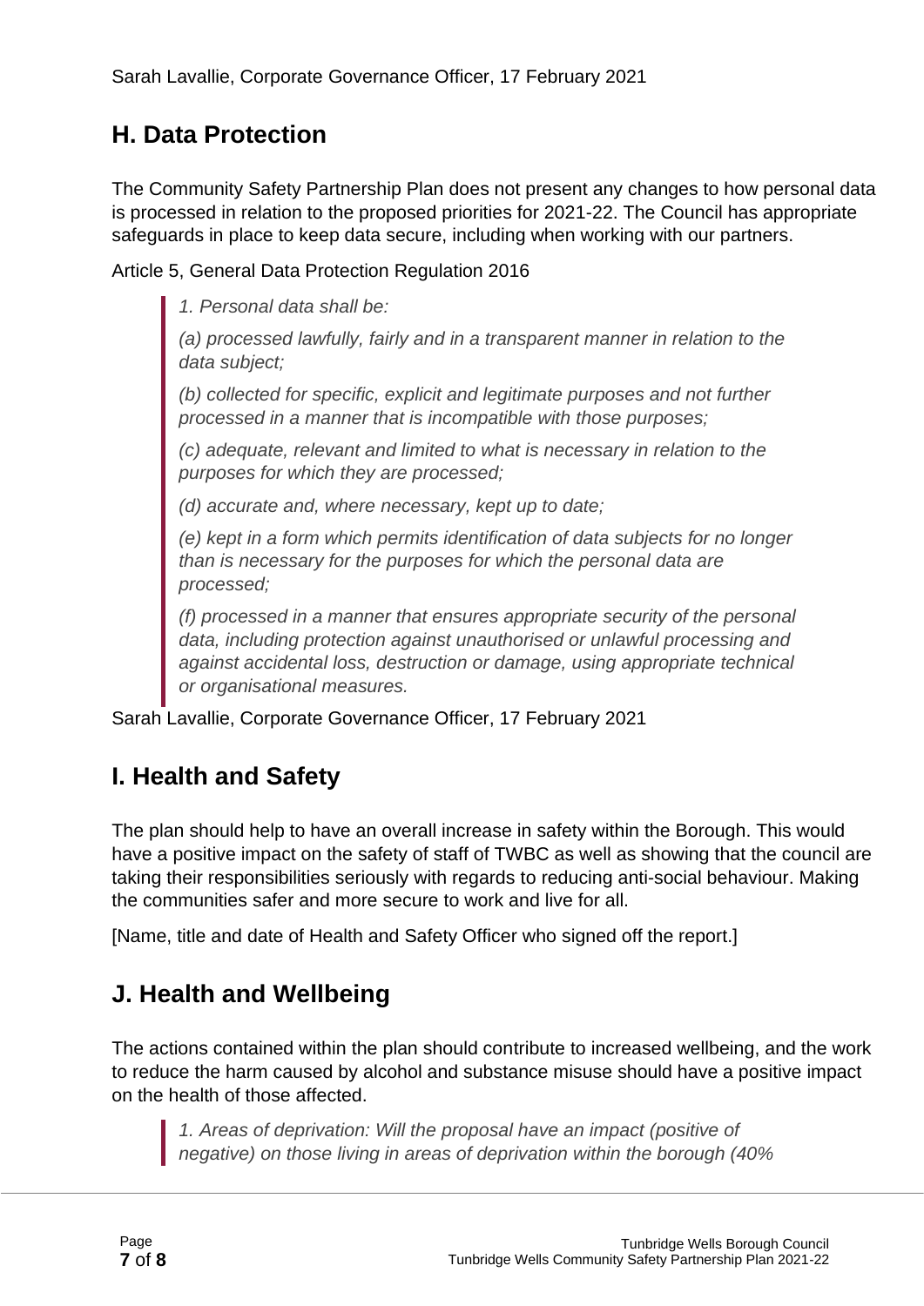Sarah Lavallie, Corporate Governance Officer, 17 February 2021

## H. Data Protection

The Community Safety Partnership Plan does not present any changes to how personal data is processed in relation to the proposed priorities for 2021-22. The Council has appropriate safeguards in place to keep data secure, including when working with our partners.

Article 5, General Data Protection Regulation 2016

> *1. Personal data shall be:*
>
> *(a) processed lawfully, fairly and in a transparent manner in relation to the data subject;*
>
> *(b) collected for specific, explicit and legitimate purposes and not further processed in a manner that is incompatible with those purposes;*
>
> *(c) adequate, relevant and limited to what is necessary in relation to the purposes for which they are processed;*
>
> *(d) accurate and, where necessary, kept up to date;*
>
> *(e) kept in a form which permits identification of data subjects for no longer than is necessary for the purposes for which the personal data are processed;*
>
> *(f) processed in a manner that ensures appropriate security of the personal data, including protection against unauthorised or unlawful processing and against accidental loss, destruction or damage, using appropriate technical or organisational measures.*

Sarah Lavallie, Corporate Governance Officer, 17 February 2021

## I. Health and Safety

The plan should help to have an overall increase in safety within the Borough. This would have a positive impact on the safety of staff of TWBC as well as showing that the council are taking their responsibilities seriously with regards to reducing anti-social behaviour. Making the communities safer and more secure to work and live for all.

[Name, title and date of Health and Safety Officer who signed off the report.]

## J. Health and Wellbeing

The actions contained within the plan should contribute to increased wellbeing, and the work to reduce the harm caused by alcohol and substance misuse should have a positive impact on the health of those affected.

> *1. Areas of deprivation: Will the proposal have an impact (positive of negative) on those living in areas of deprivation within the borough (40%*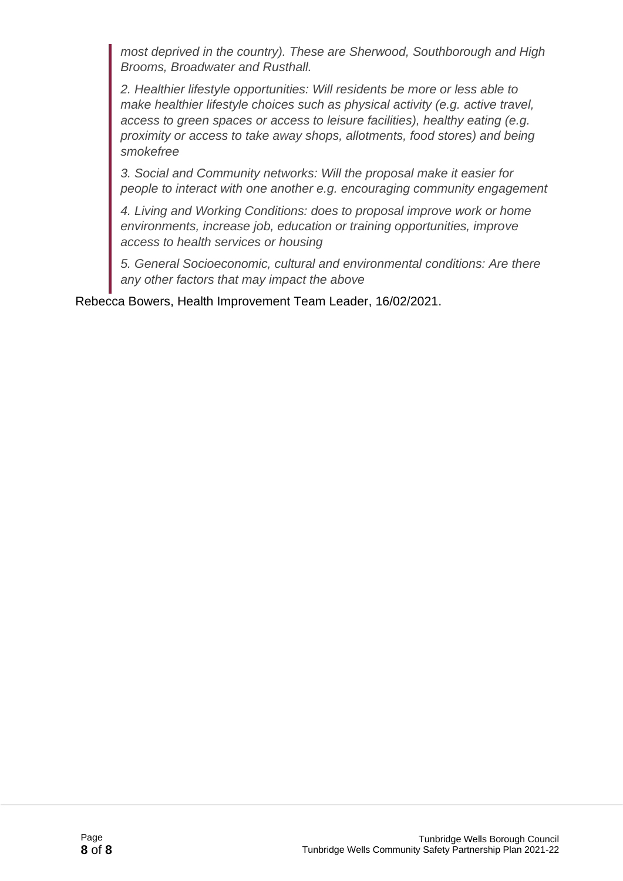> *most deprived in the country). These are Sherwood, Southborough and High Brooms, Broadwater and Rusthall.*
>
> *2. Healthier lifestyle opportunities: Will residents be more or less able to make healthier lifestyle choices such as physical activity (e.g. active travel, access to green spaces or access to leisure facilities), healthy eating (e.g. proximity or access to take away shops, allotments, food stores) and being smokefree*
>
> *3. Social and Community networks: Will the proposal make it easier for people to interact with one another e.g. encouraging community engagement*
>
> *4. Living and Working Conditions: does to proposal improve work or home environments, increase job, education or training opportunities, improve access to health services or housing*
>
> *5. General Socioeconomic, cultural and environmental conditions: Are there any other factors that may impact the above*

Rebecca Bowers, Health Improvement Team Leader, 16/02/2021.